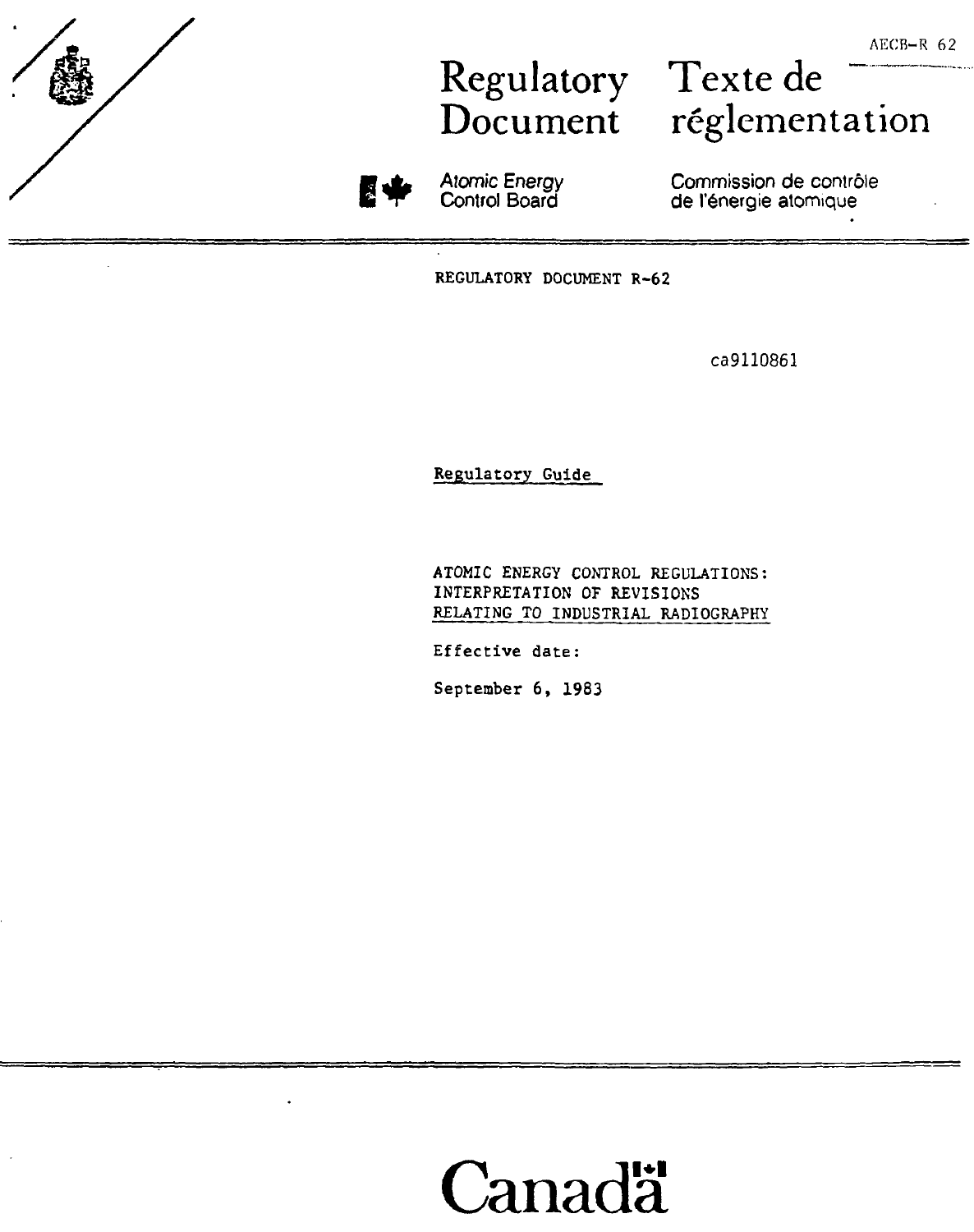AECB-R 62

# Regulatory Document / Texte de réglementation

Atomic Energy Control Board / Commission de contrôle de l'énergie atomique

REGULATORY DOCUMENT R-62

ca9110861

Regulatory Guide

## ATOMIC ENERGY CONTROL REGULATIONS: INTERPRETATION OF REVISIONS RELATING TO INDUSTRIAL RADIOGRAPHY

Effective date:

September 6, 1983

Canada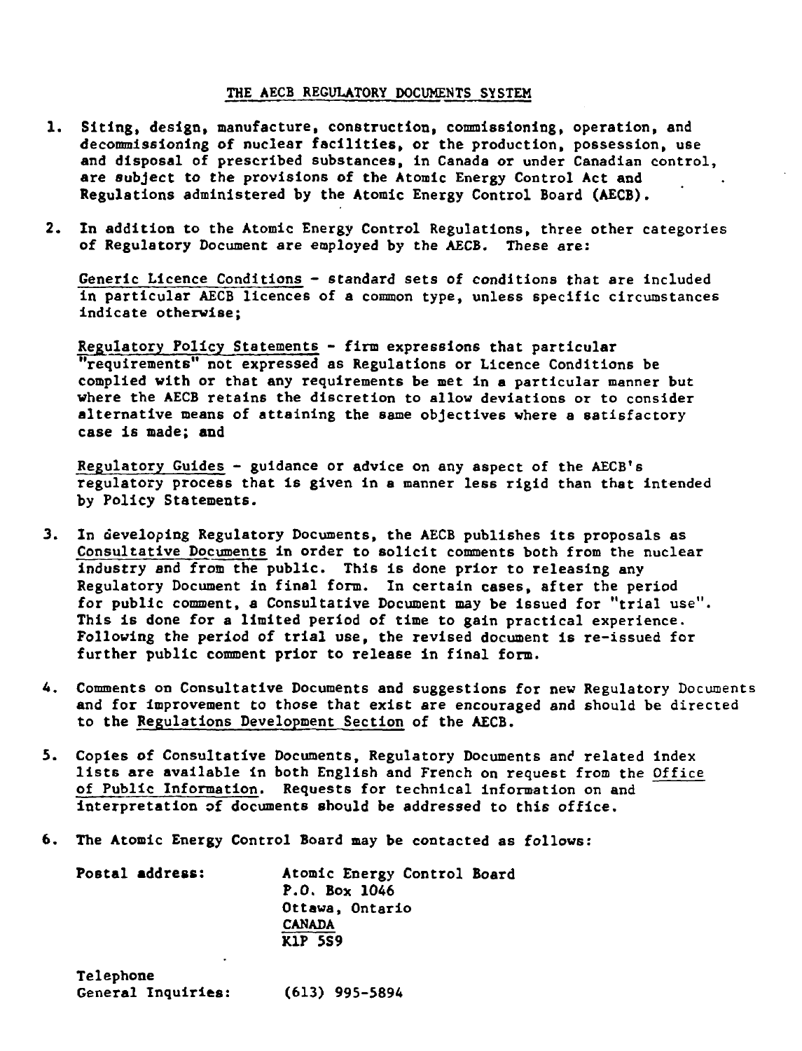## THE AECB REGULATORY DOCUMENTS SYSTEM

1. Siting, design, manufacture, construction, commissioning, operation, and decommissioning of nuclear facilities, or the production, possession, use and disposal of prescribed substances, in Canada or under Canadian control, are subject to the provisions of the Atomic Energy Control Act and Regulations administered by the Atomic Energy Control Board (AECB).

2. In addition to the Atomic Energy Control Regulations, three other categories of Regulatory Document are employed by the AECB. These are:

   Generic Licence Conditions - standard sets of conditions that are included in particular AECB licences of a common type, unless specific circumstances indicate otherwise;

   Regulatory Policy Statements - firm expressions that particular "requirements" not expressed as Regulations or Licence Conditions be complied with or that any requirements be met in a particular manner but where the AECB retains the discretion to allow deviations or to consider alternative means of attaining the same objectives where a satisfactory case is made; and

   Regulatory Guides - guidance or advice on any aspect of the AECB's regulatory process that is given in a manner less rigid than that intended by Policy Statements.

3. In developing Regulatory Documents, the AECB publishes its proposals as Consultative Documents in order to solicit comments both from the nuclear industry and from the public. This is done prior to releasing any Regulatory Document in final form. In certain cases, after the period for public comment, a Consultative Document may be issued for "trial use". This is done for a limited period of time to gain practical experience. Following the period of trial use, the revised document is re-issued for further public comment prior to release in final form.

4. Comments on Consultative Documents and suggestions for new Regulatory Documents and for improvement to those that exist are encouraged and should be directed to the Regulations Development Section of the AECB.

5. Copies of Consultative Documents, Regulatory Documents and related index lists are available in both English and French on request from the Office of Public Information. Requests for technical information on and interpretation of documents should be addressed to this office.

6. The Atomic Energy Control Board may be contacted as follows:

   Postal address:
   Atomic Energy Control Board
   P.O. Box 1046
   Ottawa, Ontario
   CANADA
   K1P 5S9

   Telephone
   General Inquiries: (613) 995-5894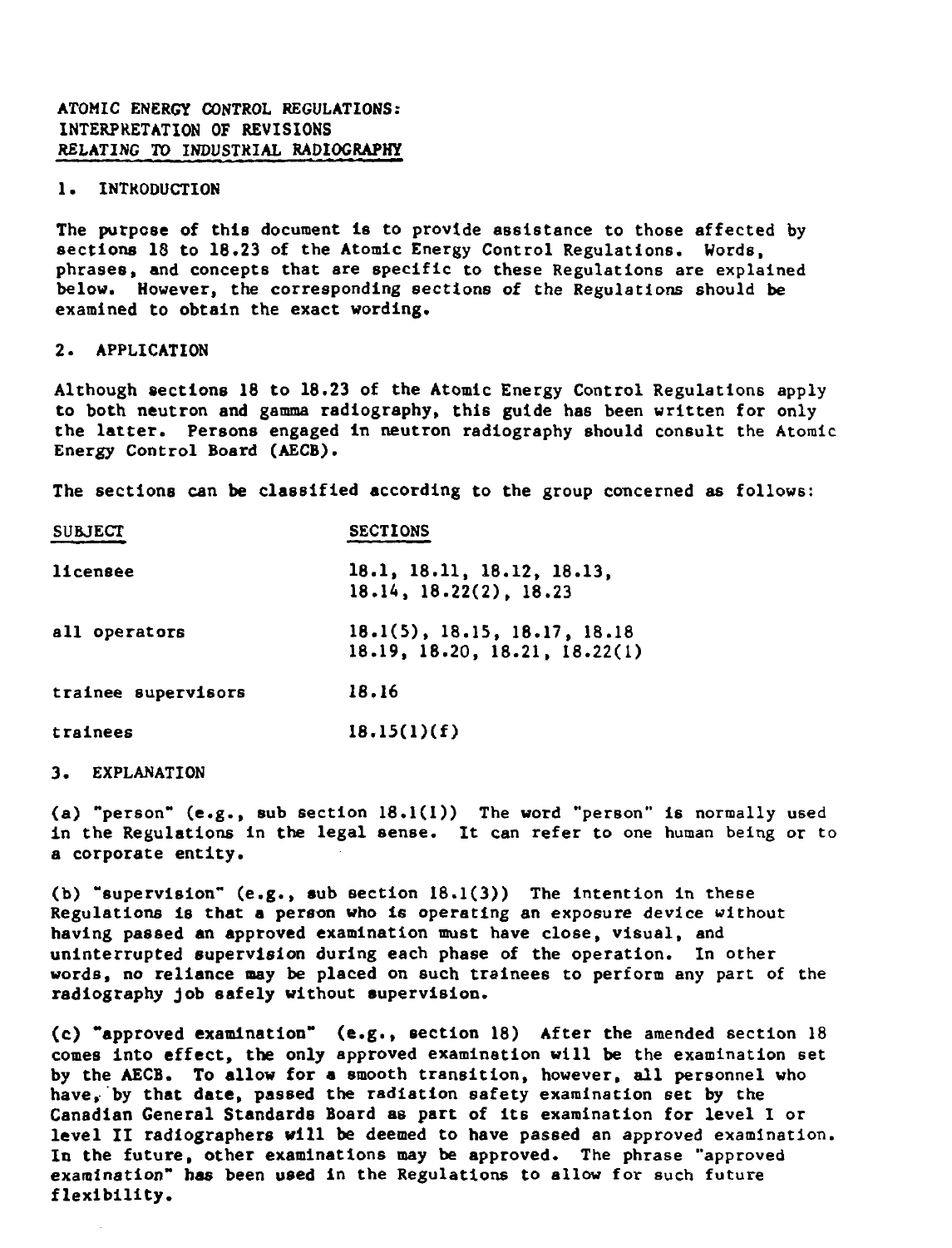# ATOMIC ENERGY CONTROL REGULATIONS: INTERPRETATION OF REVISIONS RELATING TO INDUSTRIAL RADIOGRAPHY

## 1. INTRODUCTION

The purpose of this document is to provide assistance to those affected by sections 18 to 18.23 of the Atomic Energy Control Regulations. Words, phrases, and concepts that are specific to these Regulations are explained below. However, the corresponding sections of the Regulations should be examined to obtain the exact wording.

## 2. APPLICATION

Although sections 18 to 18.23 of the Atomic Energy Control Regulations apply to both neutron and gamma radiography, this guide has been written for only the latter. Persons engaged in neutron radiography should consult the Atomic Energy Control Board (AECB).

The sections can be classified according to the group concerned as follows:

| SUBJECT | SECTIONS |
|---|---|
| licensee | 18.1, 18.11, 18.12, 18.13, 18.14, 18.22(2), 18.23 |
| all operators | 18.1(5), 18.15, 18.17, 18.18 18.19, 18.20, 18.21, 18.22(1) |
| trainee supervisors | 18.16 |
| trainees | 18.15(1)(f) |

## 3. EXPLANATION

(a) "person" (e.g., sub section 18.1(1)) The word "person" is normally used in the Regulations in the legal sense. It can refer to one human being or to a corporate entity.

(b) "supervision" (e.g., sub section 18.1(3)) The intention in these Regulations is that a person who is operating an exposure device without having passed an approved examination must have close, visual, and uninterrupted supervision during each phase of the operation. In other words, no reliance may be placed on such trainees to perform any part of the radiography job safely without supervision.

(c) "approved examination" (e.g., section 18) After the amended section 18 comes into effect, the only approved examination will be the examination set by the AECB. To allow for a smooth transition, however, all personnel who have, by that date, passed the radiation safety examination set by the Canadian General Standards Board as part of its examination for level I or level II radiographers will be deemed to have passed an approved examination. In the future, other examinations may be approved. The phrase "approved examination" has been used in the Regulations to allow for such future flexibility.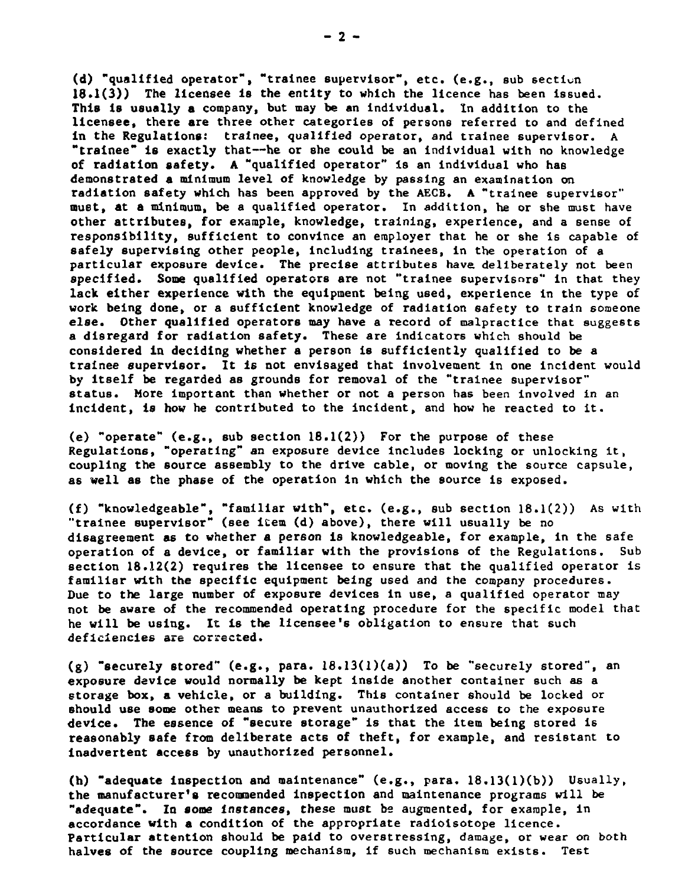(d) "qualified operator", "trainee supervisor", etc. (e.g., sub section 18.1(3)) The licensee is the entity to which the licence has been issued. This is usually a company, but may be an individual. In addition to the licensee, there are three other categories of persons referred to and defined in the Regulations: trainee, qualified operator, and trainee supervisor. A "trainee" is exactly that--he or she could be an individual with no knowledge of radiation safety. A "qualified operator" is an individual who has demonstrated a minimum level of knowledge by passing an examination on radiation safety which has been approved by the AECB. A "trainee supervisor" must, at a minimum, be a qualified operator. In addition, he or she must have other attributes, for example, knowledge, training, experience, and a sense of responsibility, sufficient to convince an employer that he or she is capable of safely supervising other people, including trainees, in the operation of a particular exposure device. The precise attributes have deliberately not been specified. Some qualified operators are not "trainee supervisors" in that they lack either experience with the equipment being used, experience in the type of work being done, or a sufficient knowledge of radiation safety to train someone else. Other qualified operators may have a record of malpractice that suggests a disregard for radiation safety. These are indicators which should be considered in deciding whether a person is sufficiently qualified to be a trainee supervisor. It is not envisaged that involvement in one incident would by itself be regarded as grounds for removal of the "trainee supervisor" status. More important than whether or not a person has been involved in an incident, is how he contributed to the incident, and how he reacted to it.

(e) "operate" (e.g., sub section 18.1(2)) For the purpose of these Regulations, "operating" an exposure device includes locking or unlocking it, coupling the source assembly to the drive cable, or moving the source capsule, as well as the phase of the operation in which the source is exposed.

(f) "knowledgeable", "familiar with", etc. (e.g., sub section 18.1(2)) As with "trainee supervisor" (see item (d) above), there will usually be no disagreement as to whether a person is knowledgeable, for example, in the safe operation of a device, or familiar with the provisions of the Regulations. Sub section 18.12(2) requires the licensee to ensure that the qualified operator is familiar with the specific equipment being used and the company procedures. Due to the large number of exposure devices in use, a qualified operator may not be aware of the recommended operating procedure for the specific model that he will be using. It is the licensee's obligation to ensure that such deficiencies are corrected.

(g) "securely stored" (e.g., para. 18.13(1)(a)) To be "securely stored", an exposure device would normally be kept inside another container such as a storage box, a vehicle, or a building. This container should be locked or should use some other means to prevent unauthorized access to the exposure device. The essence of "secure storage" is that the item being stored is reasonably safe from deliberate acts of theft, for example, and resistant to inadvertent access by unauthorized personnel.

(h) "adequate inspection and maintenance" (e.g., para. 18.13(1)(b)) Usually, the manufacturer's recommended inspection and maintenance programs will be "adequate". In some instances, these must be augmented, for example, in accordance with a condition of the appropriate radioisotope licence. Particular attention should be paid to overstressing, damage, or wear on both halves of the source coupling mechanism, if such mechanism exists. Test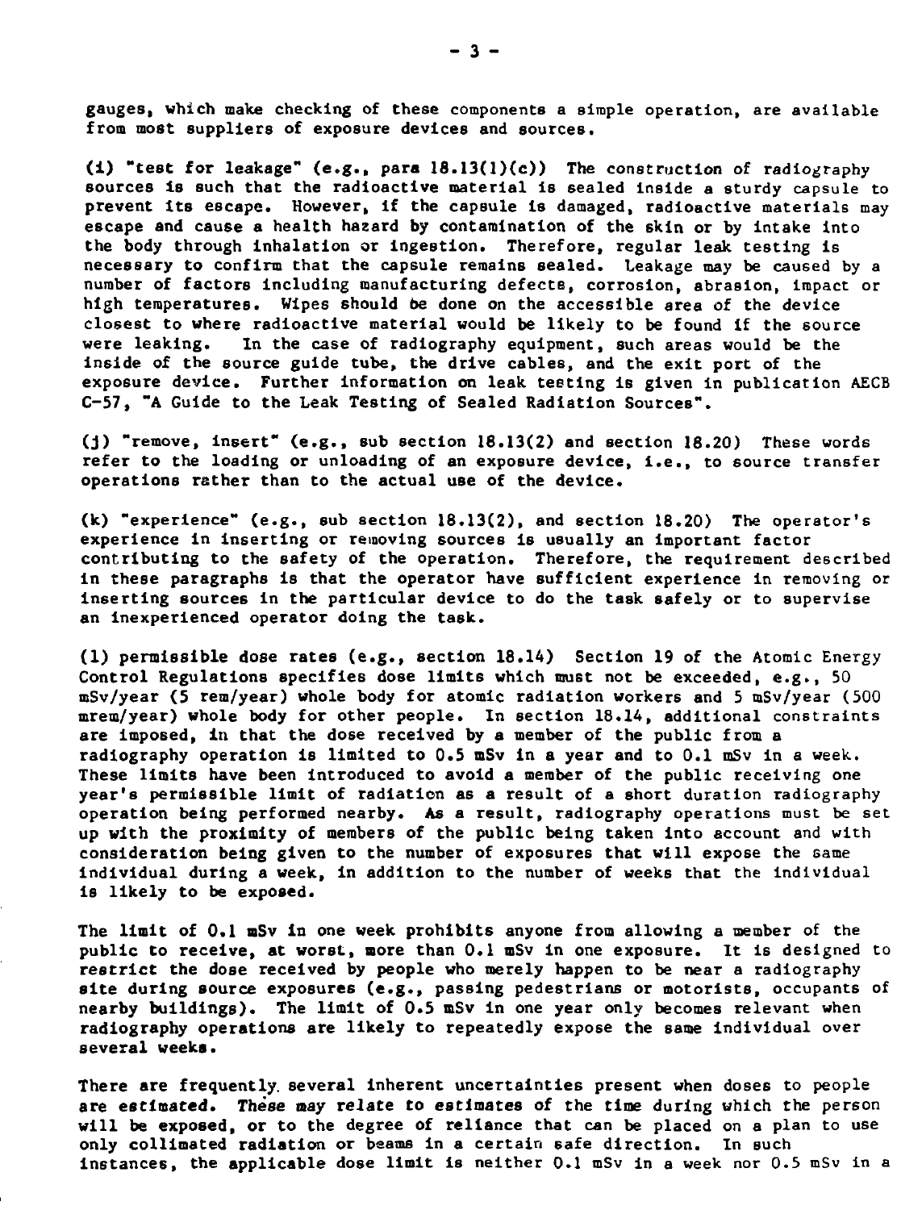gauges, which make checking of these components a simple operation, are available from most suppliers of exposure devices and sources.

(i) "test for leakage" (e.g., para 18.13(1)(c)) The construction of radiography sources is such that the radioactive material is sealed inside a sturdy capsule to prevent its escape. However, if the capsule is damaged, radioactive materials may escape and cause a health hazard by contamination of the skin or by intake into the body through inhalation or ingestion. Therefore, regular leak testing is necessary to confirm that the capsule remains sealed. Leakage may be caused by a number of factors including manufacturing defects, corrosion, abrasion, impact or high temperatures. Wipes should be done on the accessible area of the device closest to where radioactive material would be likely to be found if the source were leaking. In the case of radiography equipment, such areas would be the inside of the source guide tube, the drive cables, and the exit port of the exposure device. Further information on leak testing is given in publication AECB C-57, "A Guide to the Leak Testing of Sealed Radiation Sources".

(j) "remove, insert" (e.g., sub section 18.13(2) and section 18.20) These words refer to the loading or unloading of an exposure device, i.e., to source transfer operations rather than to the actual use of the device.

(k) "experience" (e.g., sub section 18.13(2), and section 18.20) The operator's experience in inserting or removing sources is usually an important factor contributing to the safety of the operation. Therefore, the requirement described in these paragraphs is that the operator have sufficient experience in removing or inserting sources in the particular device to do the task safely or to supervise an inexperienced operator doing the task.

(l) permissible dose rates (e.g., section 18.14) Section 19 of the Atomic Energy Control Regulations specifies dose limits which must not be exceeded, e.g., 50 mSv/year (5 rem/year) whole body for atomic radiation workers and 5 mSv/year (500 mrem/year) whole body for other people. In section 18.14, additional constraints are imposed, in that the dose received by a member of the public from a radiography operation is limited to 0.5 mSv in a year and to 0.1 mSv in a week. These limits have been introduced to avoid a member of the public receiving one year's permissible limit of radiation as a result of a short duration radiography operation being performed nearby. As a result, radiography operations must be set up with the proximity of members of the public being taken into account and with consideration being given to the number of exposures that will expose the same individual during a week, in addition to the number of weeks that the individual is likely to be exposed.

The limit of 0.1 mSv in one week prohibits anyone from allowing a member of the public to receive, at worst, more than 0.1 mSv in one exposure. It is designed to restrict the dose received by people who merely happen to be near a radiography site during source exposures (e.g., passing pedestrians or motorists, occupants of nearby buildings). The limit of 0.5 mSv in one year only becomes relevant when radiography operations are likely to repeatedly expose the same individual over several weeks.

There are frequently several inherent uncertainties present when doses to people are estimated. These may relate to estimates of the time during which the person will be exposed, or to the degree of reliance that can be placed on a plan to use only collimated radiation or beams in a certain safe direction. In such instances, the applicable dose limit is neither 0.1 mSv in a week nor 0.5 mSv in a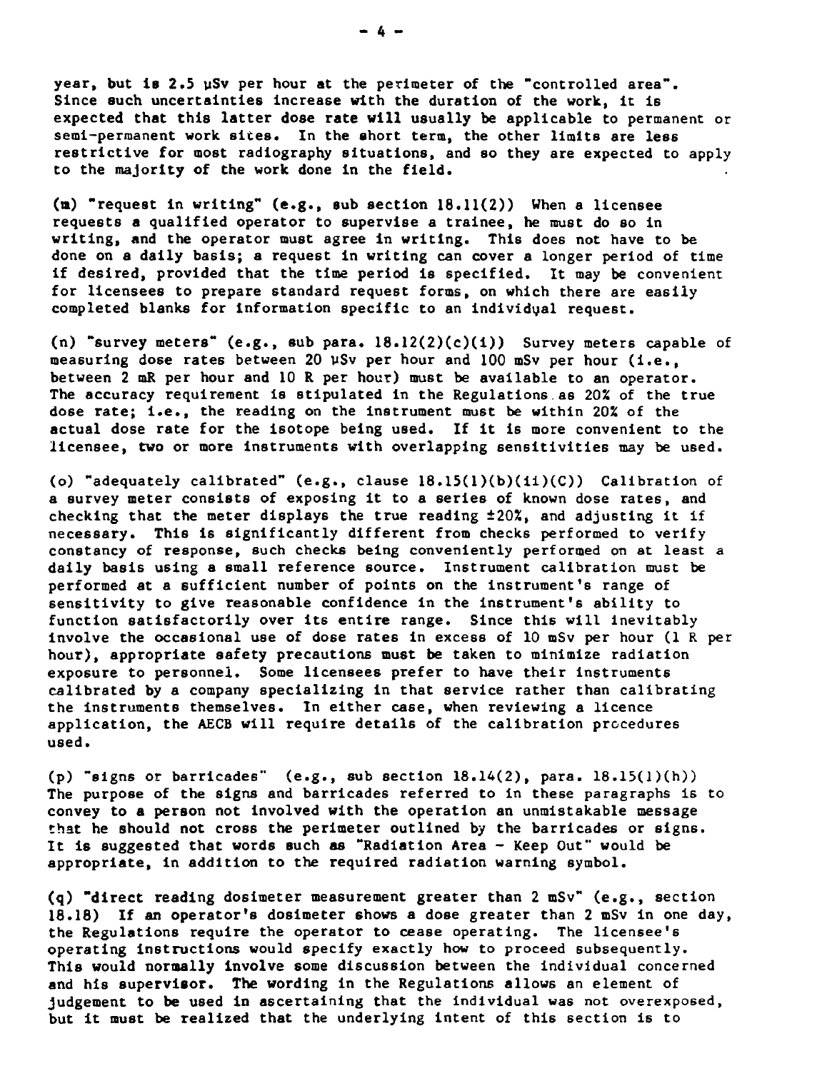year, but is 2.5 μSv per hour at the perimeter of the "controlled area". Since such uncertainties increase with the duration of the work, it is expected that this latter dose rate will usually be applicable to permanent or semi-permanent work sites. In the short term, the other limits are less restrictive for most radiography situations, and so they are expected to apply to the majority of the work done in the field.

(m) "request in writing" (e.g., sub section 18.11(2)) When a licensee requests a qualified operator to supervise a trainee, he must do so in writing, and the operator must agree in writing. This does not have to be done on a daily basis; a request in writing can cover a longer period of time if desired, provided that the time period is specified. It may be convenient for licensees to prepare standard request forms, on which there are easily completed blanks for information specific to an individual request.

(n) "survey meters" (e.g., sub para. 18.12(2)(c)(i)) Survey meters capable of measuring dose rates between 20 μSv per hour and 100 mSv per hour (i.e., between 2 mR per hour and 10 R per hour) must be available to an operator. The accuracy requirement is stipulated in the Regulations as 20% of the true dose rate; i.e., the reading on the instrument must be within 20% of the actual dose rate for the isotope being used. If it is more convenient to the licensee, two or more instruments with overlapping sensitivities may be used.

(o) "adequately calibrated" (e.g., clause 18.15(1)(b)(ii)(C)) Calibration of a survey meter consists of exposing it to a series of known dose rates, and checking that the meter displays the true reading ±20%, and adjusting it if necessary. This is significantly different from checks performed to verify constancy of response, such checks being conveniently performed on at least a daily basis using a small reference source. Instrument calibration must be performed at a sufficient number of points on the instrument's range of sensitivity to give reasonable confidence in the instrument's ability to function satisfactorily over its entire range. Since this will inevitably involve the occasional use of dose rates in excess of 10 mSv per hour (1 R per hour), appropriate safety precautions must be taken to minimize radiation exposure to personnel. Some licensees prefer to have their instruments calibrated by a company specializing in that service rather than calibrating the instruments themselves. In either case, when reviewing a licence application, the AECB will require details of the calibration procedures used.

(p) "signs or barricades" (e.g., sub section 18.14(2), para. 18.15(1)(h)) The purpose of the signs and barricades referred to in these paragraphs is to convey to a person not involved with the operation an unmistakable message that he should not cross the perimeter outlined by the barricades or signs. It is suggested that words such as "Radiation Area - Keep Out" would be appropriate, in addition to the required radiation warning symbol.

(q) "direct reading dosimeter measurement greater than 2 mSv" (e.g., section 18.18) If an operator's dosimeter shows a dose greater than 2 mSv in one day, the Regulations require the operator to cease operating. The licensee's operating instructions would specify exactly how to proceed subsequently. This would normally involve some discussion between the individual concerned and his supervisor. The wording in the Regulations allows an element of judgement to be used in ascertaining that the individual was not overexposed, but it must be realized that the underlying intent of this section is to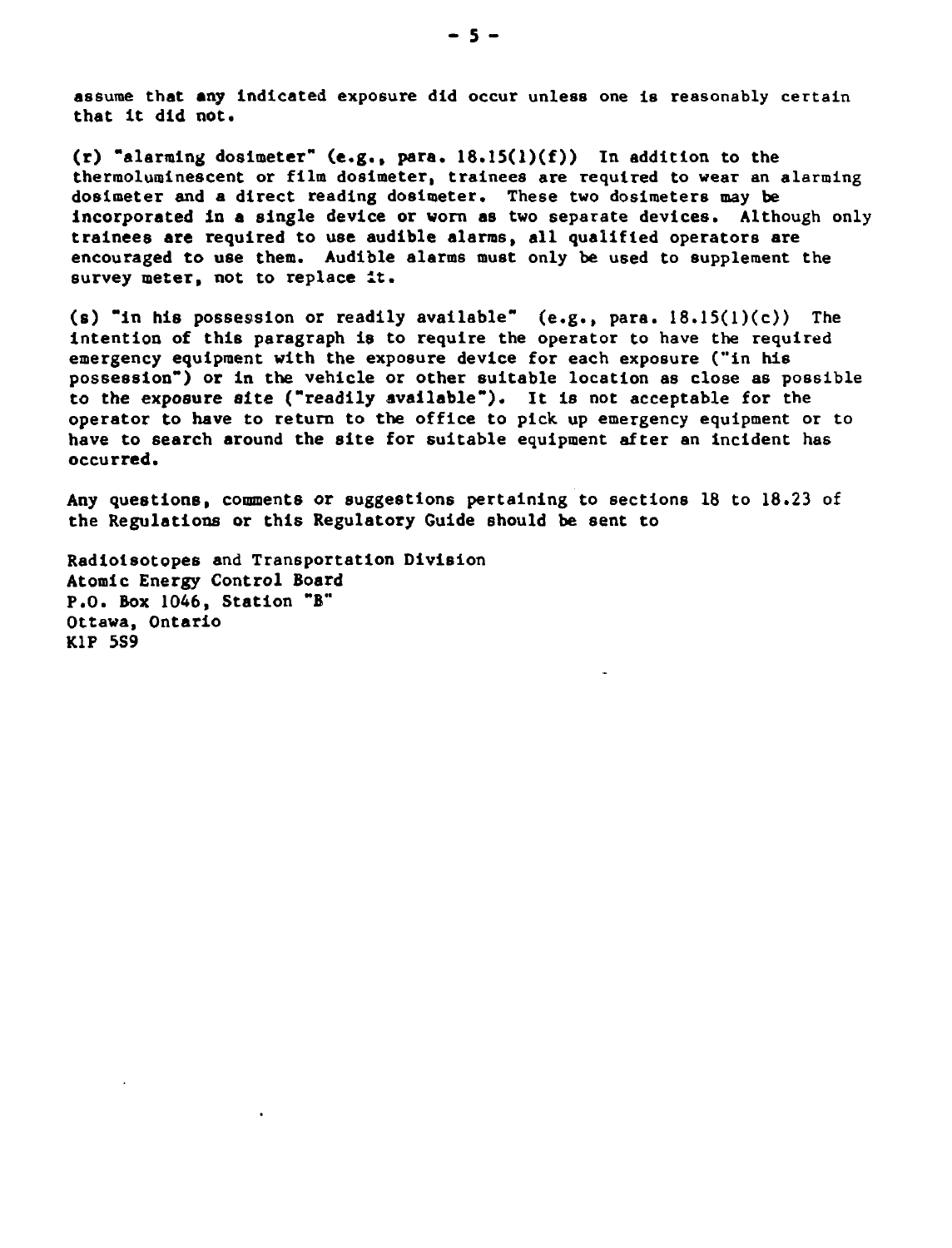assume that any indicated exposure did occur unless one is reasonably certain that it did not.

(r) "alarming dosimeter" (e.g., para. 18.15(1)(f)) In addition to the thermoluminescent or film dosimeter, trainees are required to wear an alarming dosimeter and a direct reading dosimeter. These two dosimeters may be incorporated in a single device or worn as two separate devices. Although only trainees are required to use audible alarms, all qualified operators are encouraged to use them. Audible alarms must only be used to supplement the survey meter, not to replace it.

(s) "in his possession or readily available" (e.g., para. 18.15(1)(c)) The intention of this paragraph is to require the operator to have the required emergency equipment with the exposure device for each exposure ("in his possession") or in the vehicle or other suitable location as close as possible to the exposure site ("readily available"). It is not acceptable for the operator to have to return to the office to pick up emergency equipment or to have to search around the site for suitable equipment after an incident has occurred.

Any questions, comments or suggestions pertaining to sections 18 to 18.23 of the Regulations or this Regulatory Guide should be sent to

Radioisotopes and Transportation Division  
Atomic Energy Control Board  
P.O. Box 1046, Station "B"  
Ottawa, Ontario  
K1P 5S9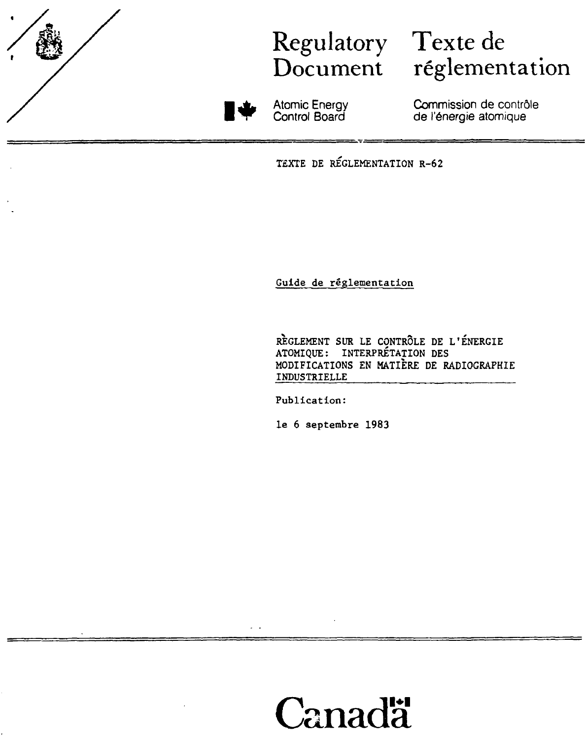# Regulatory Document

# Texte de réglementation

Atomic Energy Control Board

Commission de contrôle de l'énergie atomique

TEXTE DE RÉGLEMENTATION R-62

Guide de réglementation

RÈGLEMENT SUR LE CONTRÔLE DE L'ÉNERGIE ATOMIQUE: INTERPRÉTATION DES MODIFICATIONS EN MATIÈRE DE RADIOGRAPHIE INDUSTRIELLE

Publication:

le 6 septembre 1983

Canada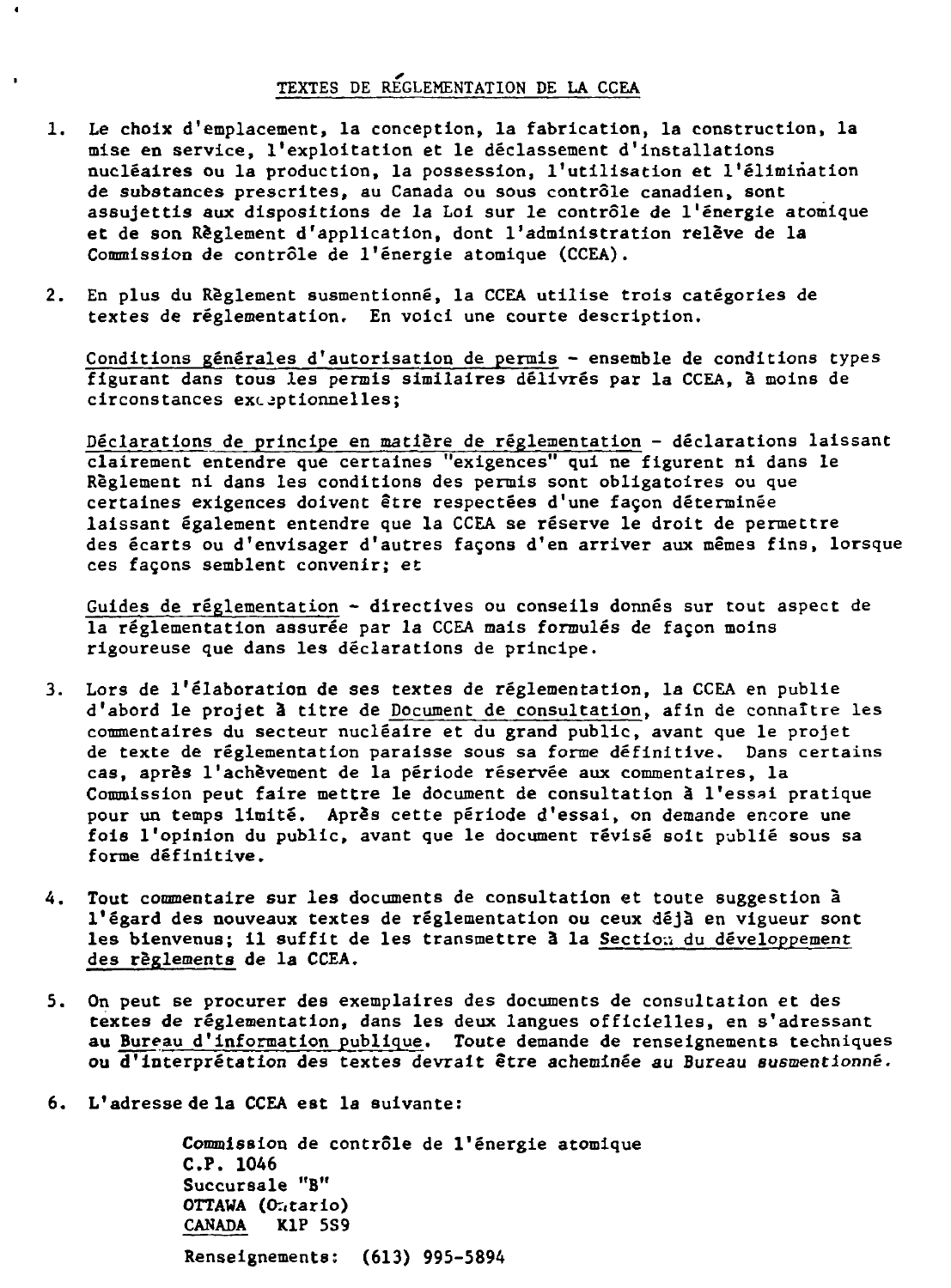# TEXTES DE RÉGLEMENTATION DE LA CCEA

1. Le choix d'emplacement, la conception, la fabrication, la construction, la mise en service, l'exploitation et le déclassement d'installations nucléaires ou la production, la possession, l'utilisation et l'élimination de substances prescrites, au Canada ou sous contrôle canadien, sont assujettis aux dispositions de la Loi sur le contrôle de l'énergie atomique et de son Règlement d'application, dont l'administration relève de la Commission de contrôle de l'énergie atomique (CCEA).

2. En plus du Règlement susmentionné, la CCEA utilise trois catégories de textes de réglementation. En voici une courte description.

   Conditions générales d'autorisation de permis - ensemble de conditions types figurant dans tous les permis similaires délivrés par la CCEA, à moins de circonstances exceptionnelles;

   Déclarations de principe en matière de réglementation - déclarations laissant clairement entendre que certaines "exigences" qui ne figurent ni dans le Règlement ni dans les conditions des permis sont obligatoires ou que certaines exigences doivent être respectées d'une façon déterminée laissant également entendre que la CCEA se réserve le droit de permettre des écarts ou d'envisager d'autres façons d'en arriver aux mêmes fins, lorsque ces façons semblent convenir; et

   Guides de réglementation - directives ou conseils donnés sur tout aspect de la réglementation assurée par la CCEA mais formulés de façon moins rigoureuse que dans les déclarations de principe.

3. Lors de l'élaboration de ses textes de réglementation, la CCEA en publie d'abord le projet à titre de Document de consultation, afin de connaître les commentaires du secteur nucléaire et du grand public, avant que le projet de texte de réglementation paraisse sous sa forme définitive. Dans certains cas, après l'achèvement de la période réservée aux commentaires, la Commission peut faire mettre le document de consultation à l'essai pratique pour un temps limité. Après cette période d'essai, on demande encore une fois l'opinion du public, avant que le document révisé soit publié sous sa forme définitive.

4. Tout commentaire sur les documents de consultation et toute suggestion à l'égard des nouveaux textes de réglementation ou ceux déjà en vigueur sont les bienvenus; il suffit de les transmettre à la Section du développement des règlements de la CCEA.

5. On peut se procurer des exemplaires des documents de consultation et des textes de réglementation, dans les deux langues officielles, en s'adressant au Bureau d'information publique. Toute demande de renseignements techniques ou d'interprétation des textes devrait être acheminée au Bureau susmentionné.

6. L'adresse de la CCEA est la suivante:

   Commission de contrôle de l'énergie atomique
   C.P. 1046
   Succursale "B"
   OTTAWA (Ontario)
   CANADA K1P 5S9

   Renseignements: (613) 995-5894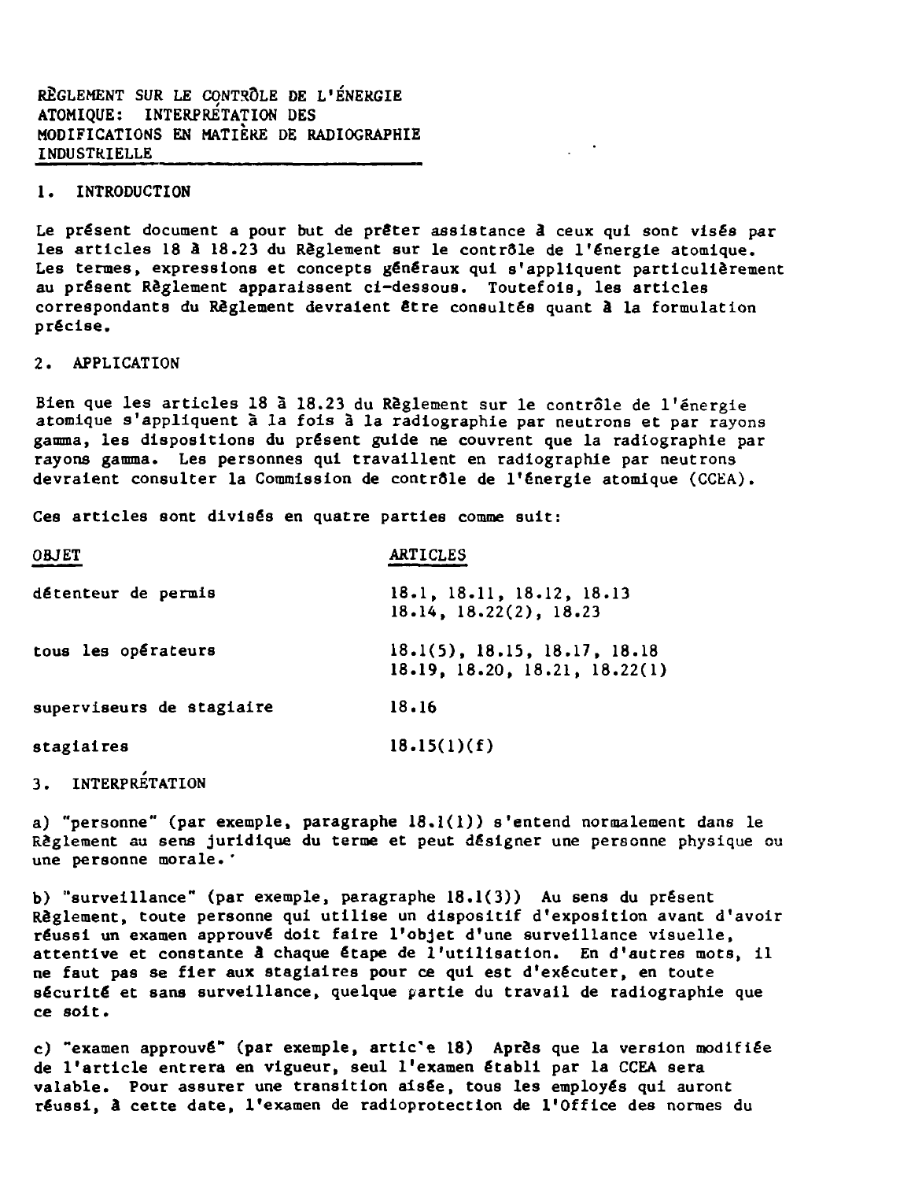# RÈGLEMENT SUR LE CONTRÔLE DE L'ÉNERGIE ATOMIQUE: INTERPRÉTATION DES MODIFICATIONS EN MATIÈRE DE RADIOGRAPHIE INDUSTRIELLE

## 1. INTRODUCTION

Le présent document a pour but de prêter assistance à ceux qui sont visés par les articles 18 à 18.23 du Règlement sur le contrôle de l'énergie atomique. Les termes, expressions et concepts généraux qui s'appliquent particulièrement au présent Règlement apparaissent ci-dessous. Toutefois, les articles correspondants du Règlement devraient être consultés quant à la formulation précise.

## 2. APPLICATION

Bien que les articles 18 à 18.23 du Règlement sur le contrôle de l'énergie atomique s'appliquent à la fois à la radiographie par neutrons et par rayons gamma, les dispositions du présent guide ne couvrent que la radiographie par rayons gamma. Les personnes qui travaillent en radiographie par neutrons devraient consulter la Commission de contrôle de l'énergie atomique (CCEA).

Ces articles sont divisés en quatre parties comme suit:

| OBJET | ARTICLES |
|---|---|
| détenteur de permis | 18.1, 18.11, 18.12, 18.13 18.14, 18.22(2), 18.23 |
| tous les opérateurs | 18.1(5), 18.15, 18.17, 18.18 18.19, 18.20, 18.21, 18.22(1) |
| superviseurs de stagiaire | 18.16 |
| stagiaires | 18.15(1)(f) |

## 3. INTERPRÉTATION

a) "personne" (par exemple, paragraphe 18.1(1)) s'entend normalement dans le Règlement au sens juridique du terme et peut désigner une personne physique ou une personne morale.

b) "surveillance" (par exemple, paragraphe 18.1(3)) Au sens du présent Règlement, toute personne qui utilise un dispositif d'exposition avant d'avoir réussi un examen approuvé doit faire l'objet d'une surveillance visuelle, attentive et constante à chaque étape de l'utilisation. En d'autres mots, il ne faut pas se fier aux stagiaires pour ce qui est d'exécuter, en toute sécurité et sans surveillance, quelque partie du travail de radiographie que ce soit.

c) "examen approuvé" (par exemple, article 18) Après que la version modifiée de l'article entrera en vigueur, seul l'examen établi par la CCEA sera valable. Pour assurer une transition aisée, tous les employés qui auront réussi, à cette date, l'examen de radioprotection de l'Office des normes du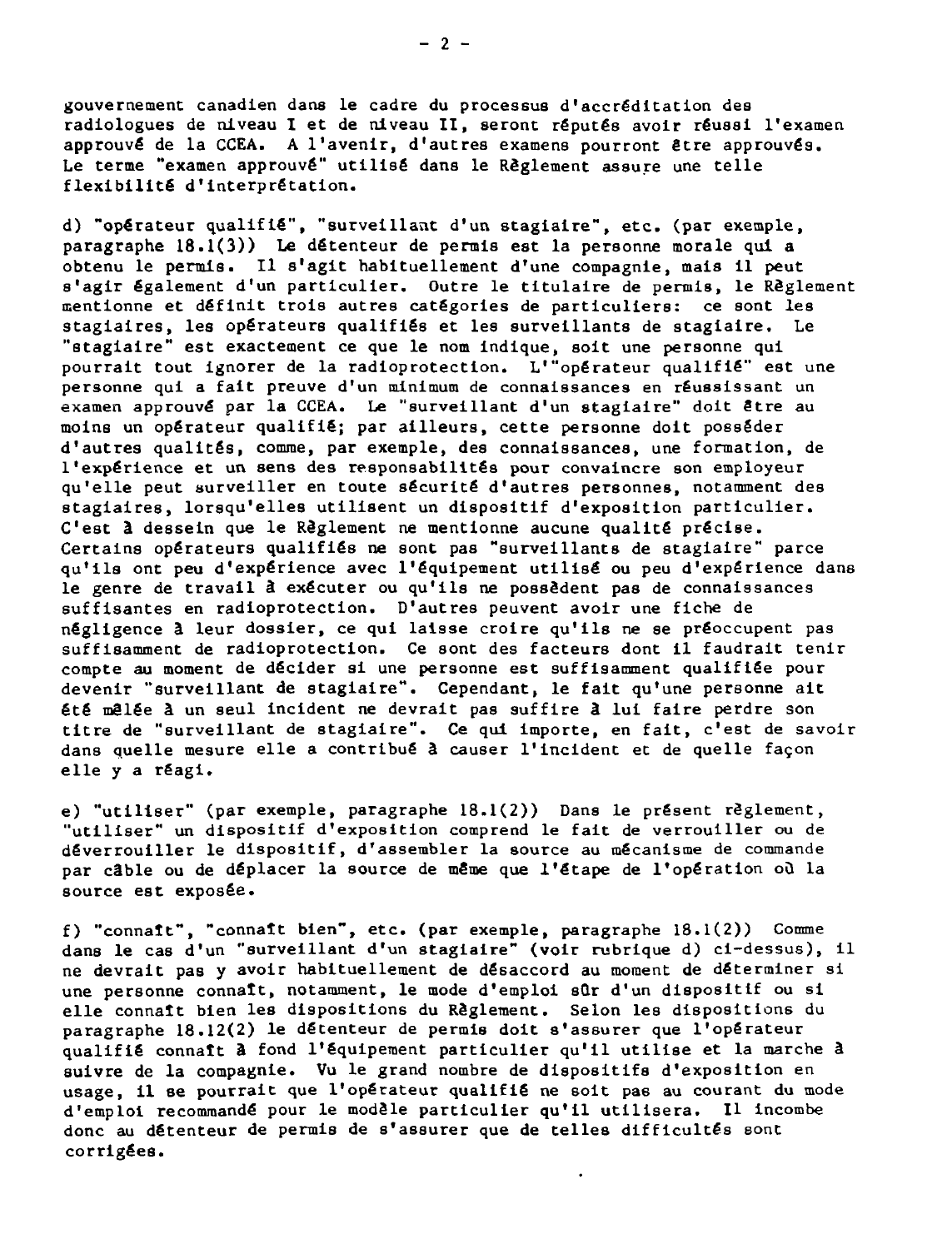gouvernement canadien dans le cadre du processus d'accréditation des radiologues de niveau I et de niveau II, seront réputés avoir réussi l'examen approuvé de la CCEA. A l'avenir, d'autres examens pourront être approuvés. Le terme "examen approuvé" utilisé dans le Règlement assure une telle flexibilité d'interprétation.

d) "opérateur qualifié", "surveillant d'un stagiaire", etc. (par exemple, paragraphe 18.1(3)) Le détenteur de permis est la personne morale qui a obtenu le permis. Il s'agit habituellement d'une compagnie, mais il peut s'agir également d'un particulier. Outre le titulaire de permis, le Règlement mentionne et définit trois autres catégories de particuliers: ce sont les stagiaires, les opérateurs qualifiés et les surveillants de stagiaire. Le "stagiaire" est exactement ce que le nom indique, soit une personne qui pourrait tout ignorer de la radioprotection. L'"opérateur qualifié" est une personne qui a fait preuve d'un minimum de connaissances en réussissant un examen approuvé par la CCEA. Le "surveillant d'un stagiaire" doit être au moins un opérateur qualifié; par ailleurs, cette personne doit posséder d'autres qualités, comme, par exemple, des connaissances, une formation, de l'expérience et un sens des responsabilités pour convaincre son employeur qu'elle peut surveiller en toute sécurité d'autres personnes, notamment des stagiaires, lorsqu'elles utilisent un dispositif d'exposition particulier. C'est à dessein que le Règlement ne mentionne aucune qualité précise. Certains opérateurs qualifiés ne sont pas "surveillants de stagiaire" parce qu'ils ont peu d'expérience avec l'équipement utilisé ou peu d'expérience dans le genre de travail à exécuter ou qu'ils ne possèdent pas de connaissances suffisantes en radioprotection. D'autres peuvent avoir une fiche de négligence à leur dossier, ce qui laisse croire qu'ils ne se préoccupent pas suffisamment de radioprotection. Ce sont des facteurs dont il faudrait tenir compte au moment de décider si une personne est suffisamment qualifiée pour devenir "surveillant de stagiaire". Cependant, le fait qu'une personne ait été mêlée à un seul incident ne devrait pas suffire à lui faire perdre son titre de "surveillant de stagiaire". Ce qui importe, en fait, c'est de savoir dans quelle mesure elle a contribué à causer l'incident et de quelle façon elle y a réagi.

e) "utiliser" (par exemple, paragraphe 18.1(2)) Dans le présent règlement, "utiliser" un dispositif d'exposition comprend le fait de verrouiller ou de déverrouiller le dispositif, d'assembler la source au mécanisme de commande par câble ou de déplacer la source de même que l'étape de l'opération où la source est exposée.

f) "connaît", "connaît bien", etc. (par exemple, paragraphe 18.1(2)) Comme dans le cas d'un "surveillant d'un stagiaire" (voir rubrique d) ci-dessus), il ne devrait pas y avoir habituellement de désaccord au moment de déterminer si une personne connaît, notamment, le mode d'emploi sûr d'un dispositif ou si elle connaît bien les dispositions du Règlement. Selon les dispositions du paragraphe 18.12(2) le détenteur de permis doit s'assurer que l'opérateur qualifié connaît à fond l'équipement particulier qu'il utilise et la marche à suivre de la compagnie. Vu le grand nombre de dispositifs d'exposition en usage, il se pourrait que l'opérateur qualifié ne soit pas au courant du mode d'emploi recommandé pour le modèle particulier qu'il utilisera. Il incombe donc au détenteur de permis de s'assurer que de telles difficultés sont corrigées.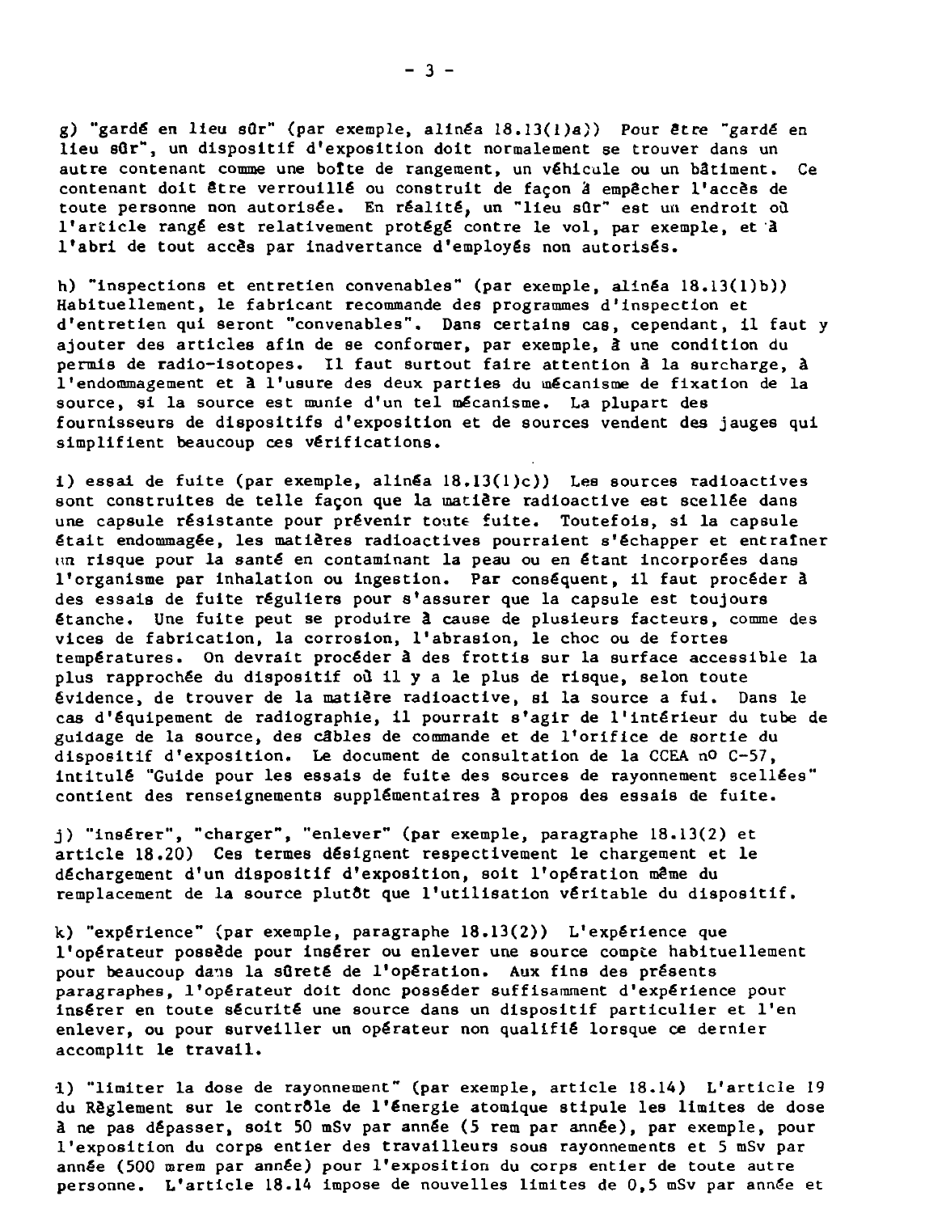g) "gardé en lieu sûr" (par exemple, alinéa 18.13(1)a)) Pour être "gardé en lieu sûr", un dispositif d'exposition doit normalement se trouver dans un autre contenant comme une boîte de rangement, un véhicule ou un bâtiment. Ce contenant doit être verrouillé ou construit de façon à empêcher l'accès de toute personne non autorisée. En réalité, un "lieu sûr" est un endroit où l'article rangé est relativement protégé contre le vol, par exemple, et à l'abri de tout accès par inadvertance d'employés non autorisés.

h) "inspections et entretien convenables" (par exemple, alinéa 18.13(1)b)) Habituellement, le fabricant recommande des programmes d'inspection et d'entretien qui seront "convenables". Dans certains cas, cependant, il faut y ajouter des articles afin de se conformer, par exemple, à une condition du permis de radio-isotopes. Il faut surtout faire attention à la surcharge, à l'endommagement et à l'usure des deux parties du mécanisme de fixation de la source, si la source est munie d'un tel mécanisme. La plupart des fournisseurs de dispositifs d'exposition et de sources vendent des jauges qui simplifient beaucoup ces vérifications.

i) essai de fuite (par exemple, alinéa 18.13(1)c)) Les sources radioactives sont construites de telle façon que la matière radioactive est scellée dans une capsule résistante pour prévenir toute fuite. Toutefois, si la capsule était endommagée, les matières radioactives pourraient s'échapper et entraîner un risque pour la santé en contaminant la peau ou en étant incorporées dans l'organisme par inhalation ou ingestion. Par conséquent, il faut procéder à des essais de fuite réguliers pour s'assurer que la capsule est toujours étanche. Une fuite peut se produire à cause de plusieurs facteurs, comme des vices de fabrication, la corrosion, l'abrasion, le choc ou de fortes températures. On devrait procéder à des frottis sur la surface accessible la plus rapprochée du dispositif où il y a le plus de risque, selon toute évidence, de trouver de la matière radioactive, si la source a fui. Dans le cas d'équipement de radiographie, il pourrait s'agir de l'intérieur du tube de guidage de la source, des câbles de commande et de l'orifice de sortie du dispositif d'exposition. Le document de consultation de la CCEA n° C-57, intitulé "Guide pour les essais de fuite des sources de rayonnement scellées" contient des renseignements supplémentaires à propos des essais de fuite.

j) "insérer", "charger", "enlever" (par exemple, paragraphe 18.13(2) et article 18.20) Ces termes désignent respectivement le chargement et le déchargement d'un dispositif d'exposition, soit l'opération même du remplacement de la source plutôt que l'utilisation véritable du dispositif.

k) "expérience" (par exemple, paragraphe 18.13(2)) L'expérience que l'opérateur possède pour insérer ou enlever une source compte habituellement pour beaucoup dans la sûreté de l'opération. Aux fins des présents paragraphes, l'opérateur doit donc posséder suffisamment d'expérience pour insérer en toute sécurité une source dans un dispositif particulier et l'en enlever, ou pour surveiller un opérateur non qualifié lorsque ce dernier accomplit le travail.

l) "limiter la dose de rayonnement" (par exemple, article 18.14) L'article 19 du Règlement sur le contrôle de l'énergie atomique stipule les limites de dose à ne pas dépasser, soit 50 mSv par année (5 rem par année), par exemple, pour l'exposition du corps entier des travailleurs sous rayonnements et 5 mSv par année (500 mrem par année) pour l'exposition du corps entier de toute autre personne. L'article 18.14 impose de nouvelles limites de 0,5 mSv par année et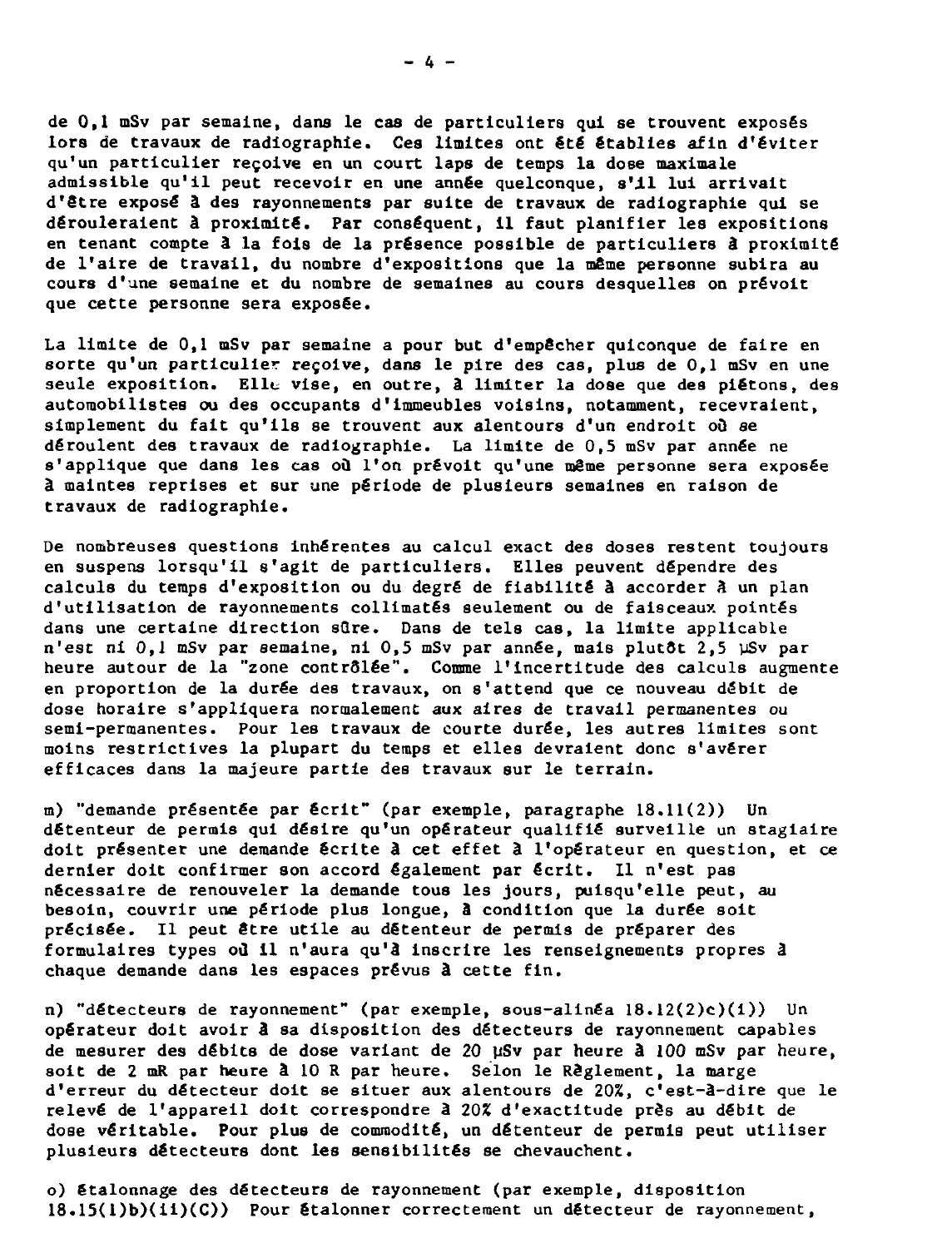de 0,1 mSv par semaine, dans le cas de particuliers qui se trouvent exposés lors de travaux de radiographie. Ces limites ont été établies afin d'éviter qu'un particulier reçoive en un court laps de temps la dose maximale admissible qu'il peut recevoir en une année quelconque, s'il lui arrivait d'être exposé à des rayonnements par suite de travaux de radiographie qui se dérouleraient à proximité. Par conséquent, il faut planifier les expositions en tenant compte à la fois de la présence possible de particuliers à proximité de l'aire de travail, du nombre d'expositions que la même personne subira au cours d'une semaine et du nombre de semaines au cours desquelles on prévoit que cette personne sera exposée.

La limite de 0,1 mSv par semaine a pour but d'empêcher quiconque de faire en sorte qu'un particulier reçoive, dans le pire des cas, plus de 0,1 mSv en une seule exposition. Elle vise, en outre, à limiter la dose que des piétons, des automobilistes ou des occupants d'immeubles voisins, notamment, recevraient, simplement du fait qu'ils se trouvent aux alentours d'un endroit où se déroulent des travaux de radiographie. La limite de 0,5 mSv par année ne s'applique que dans les cas où l'on prévoit qu'une même personne sera exposée à maintes reprises et sur une période de plusieurs semaines en raison de travaux de radiographie.

De nombreuses questions inhérentes au calcul exact des doses restent toujours en suspens lorsqu'il s'agit de particuliers. Elles peuvent dépendre des calculs du temps d'exposition ou du degré de fiabilité à accorder à un plan d'utilisation de rayonnements collimatés seulement ou de faisceaux pointés dans une certaine direction sûre. Dans de tels cas, la limite applicable n'est ni 0,1 mSv par semaine, ni 0,5 mSv par année, mais plutôt 2,5 µSv par heure autour de la "zone contrôlée". Comme l'incertitude des calculs augmente en proportion de la durée des travaux, on s'attend que ce nouveau débit de dose horaire s'appliquera normalement aux aires de travail permanentes ou semi-permanentes. Pour les travaux de courte durée, les autres limites sont moins restrictives la plupart du temps et elles devraient donc s'avérer efficaces dans la majeure partie des travaux sur le terrain.

m) "demande présentée par écrit" (par exemple, paragraphe 18.11(2)) Un détenteur de permis qui désire qu'un opérateur qualifié surveille un stagiaire doit présenter une demande écrite à cet effet à l'opérateur en question, et ce dernier doit confirmer son accord également par écrit. Il n'est pas nécessaire de renouveler la demande tous les jours, puisqu'elle peut, au besoin, couvrir une période plus longue, à condition que la durée soit précisée. Il peut être utile au détenteur de permis de préparer des formulaires types où il n'aura qu'à inscrire les renseignements propres à chaque demande dans les espaces prévus à cette fin.

n) "détecteurs de rayonnement" (par exemple, sous-alinéa 18.12(2)c)(i)) Un opérateur doit avoir à sa disposition des détecteurs de rayonnement capables de mesurer des débits de dose variant de 20 µSv par heure à 100 mSv par heure, soit de 2 mR par heure à 10 R par heure. Selon le Règlement, la marge d'erreur du détecteur doit se situer aux alentours de 20%, c'est-à-dire que le relevé de l'appareil doit correspondre à 20% d'exactitude près au débit de dose véritable. Pour plus de commodité, un détenteur de permis peut utiliser plusieurs détecteurs dont les sensibilités se chevauchent.

o) étalonnage des détecteurs de rayonnement (par exemple, disposition 18.15(1)b)(ii)(C)) Pour étalonner correctement un détecteur de rayonnement,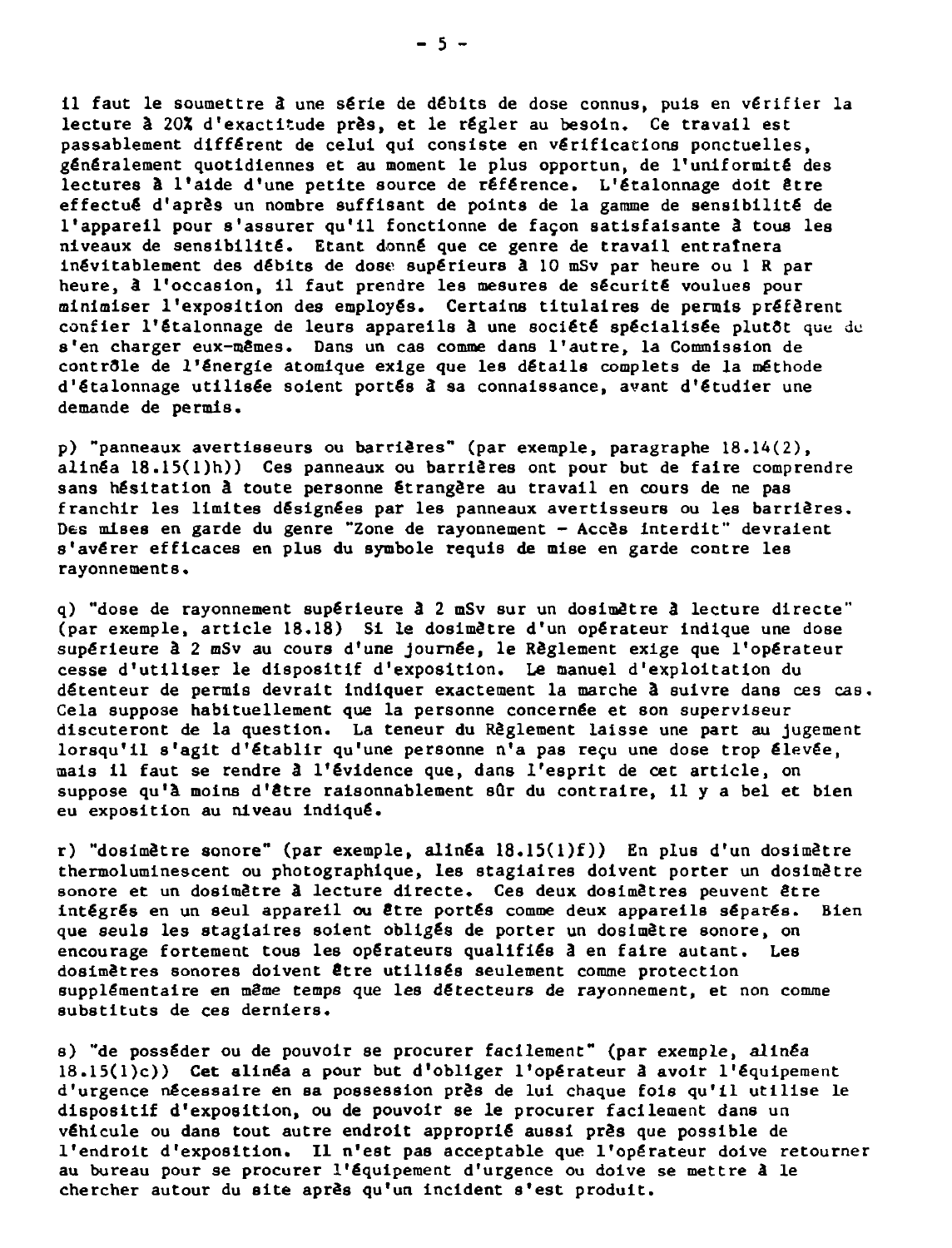il faut le soumettre à une série de débits de dose connus, puis en vérifier la lecture à 20% d'exactitude près, et le régler au besoin. Ce travail est passablement différent de celui qui consiste en vérifications ponctuelles, généralement quotidiennes et au moment le plus opportun, de l'uniformité des lectures à l'aide d'une petite source de référence. L'étalonnage doit être effectué d'après un nombre suffisant de points de la gamme de sensibilité de l'appareil pour s'assurer qu'il fonctionne de façon satisfaisante à tous les niveaux de sensibilité. Etant donné que ce genre de travail entraînera inévitablement des débits de dose supérieurs à 10 mSv par heure ou 1 R par heure, à l'occasion, il faut prendre les mesures de sécurité voulues pour minimiser l'exposition des employés. Certains titulaires de permis préfèrent confier l'étalonnage de leurs appareils à une société spécialisée plutôt que de s'en charger eux-mêmes. Dans un cas comme dans l'autre, la Commission de contrôle de l'énergie atomique exige que les détails complets de la méthode d'étalonnage utilisée soient portés à sa connaissance, avant d'étudier une demande de permis.

p) "panneaux avertisseurs ou barrières" (par exemple, paragraphe 18.14(2), alinéa 18.15(1)h)) Ces panneaux ou barrières ont pour but de faire comprendre sans hésitation à toute personne étrangère au travail en cours de ne pas franchir les limites désignées par les panneaux avertisseurs ou les barrières. Des mises en garde du genre "Zone de rayonnement - Accès interdit" devraient s'avérer efficaces en plus du symbole requis de mise en garde contre les rayonnements.

q) "dose de rayonnement supérieure à 2 mSv sur un dosimètre à lecture directe" (par exemple, article 18.18) Si le dosimètre d'un opérateur indique une dose supérieure à 2 mSv au cours d'une journée, le Règlement exige que l'opérateur cesse d'utiliser le dispositif d'exposition. Le manuel d'exploitation du détenteur de permis devrait indiquer exactement la marche à suivre dans ces cas. Cela suppose habituellement que la personne concernée et son superviseur discuteront de la question. La teneur du Règlement laisse une part au jugement lorsqu'il s'agit d'établir qu'une personne n'a pas reçu une dose trop élevée, mais il faut se rendre à l'évidence que, dans l'esprit de cet article, on suppose qu'à moins d'être raisonnablement sûr du contraire, il y a bel et bien eu exposition au niveau indiqué.

r) "dosimètre sonore" (par exemple, alinéa 18.15(1)f)) En plus d'un dosimètre thermoluminescent ou photographique, les stagiaires doivent porter un dosimètre sonore et un dosimètre à lecture directe. Ces deux dosimètres peuvent être intégrés en un seul appareil ou être portés comme deux appareils séparés. Bien que seuls les stagiaires soient obligés de porter un dosimètre sonore, on encourage fortement tous les opérateurs qualifiés à en faire autant. Les dosimètres sonores doivent être utilisés seulement comme protection supplémentaire en même temps que les détecteurs de rayonnement, et non comme substituts de ces derniers.

s) "de posséder ou de pouvoir se procurer facilement" (par exemple, *alinéa* 18.15(1)c)) Cet alinéa a pour but d'obliger l'opérateur à avoir l'équipement d'urgence nécessaire en sa possession près de lui chaque fois qu'il utilise le dispositif d'exposition, ou de pouvoir se le procurer facilement dans un véhicule ou dans tout autre endroit approprié aussi près que possible de l'endroit d'exposition. Il n'est pas acceptable que l'opérateur doive retourner au bureau pour se procurer l'équipement d'urgence ou doive se mettre à le chercher autour du site après qu'un incident s'est produit.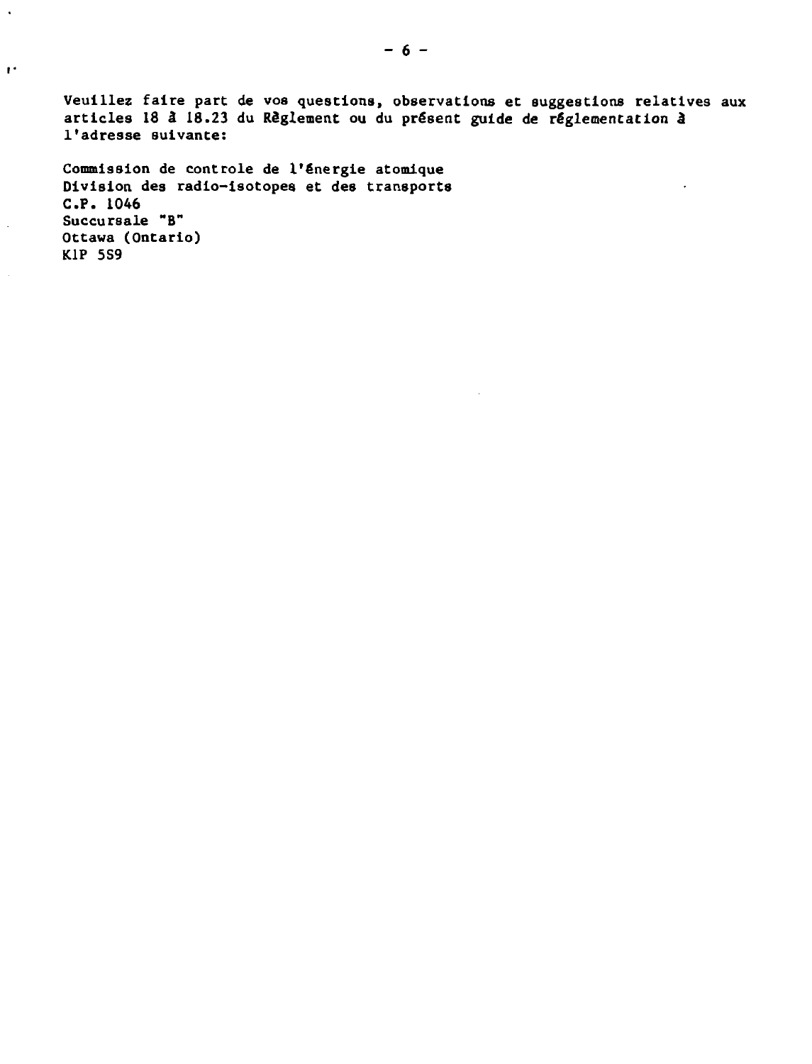Veuillez faire part de vos questions, observations et suggestions relatives aux articles 18 à 18.23 du Règlement ou du présent guide de réglementation à l'adresse suivante:

Commission de controle de l'énergie atomique
Division des radio-isotopes et des transports
C.P. 1046
Succursale "B"
Ottawa (Ontario)
K1P 5S9